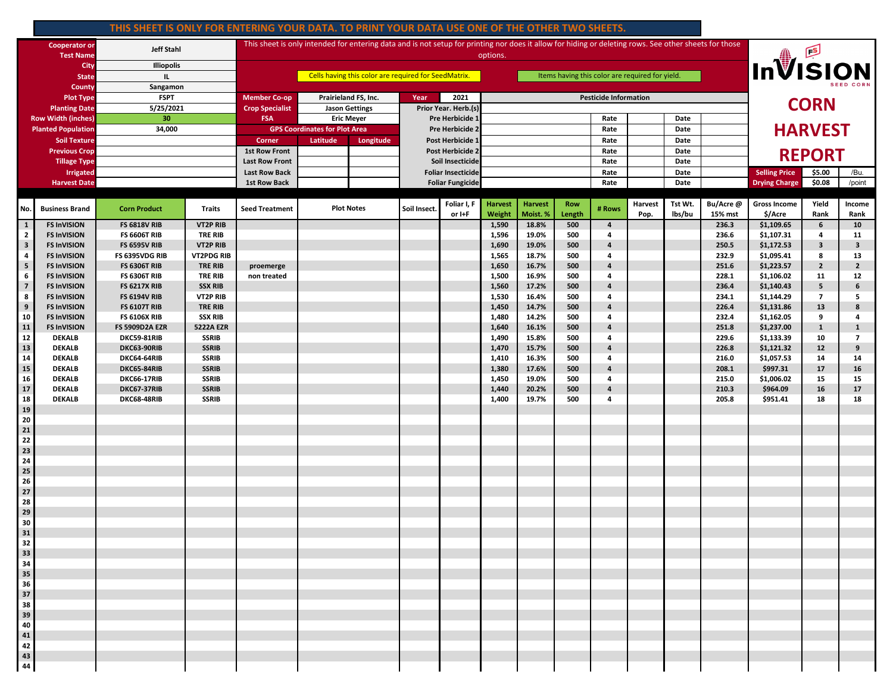**THIS SHEET IS ONLY FOR ENTERING YOUR DATA. TO PRINT YOUR DATA USE ONE OF THE OTHER TWO SHEETS.**

This sheet is only intended for entering data and is not setup for printing nor does it allow for hiding or deleting rows. See other sheets for those options.

Cells having this color are required for SeedMatrix.

Items having this color are required for yield.

# InVISION SEED CORN

# CORN HARVEST REPORT

| | |
|---|---|
| Cooperator or Test Name | Jeff Stahl |
| City | Illiopolis |
| State | IL |
| County | Sangamon |
| Plot Type | FSPT |
| Planting Date | 5/25/2021 |
| Row Width (inches) | 30 |
| Planted Population | 34,000 |
| Soil Texture | |
| Previous Crop | |
| Tillage Type | |
| Irrigated | |
| Harvest Date | |

| | | | |
|---|---|---|---|
| Member Co-op | Prairieland FS, Inc. | Year | 2021 |
| Crop Specialist | Jason Gettings | | |
| FSA | Eric Meyer | | |

| GPS Coordinates for Plot Area | | |
|---|---|---|
| Corner | Latitude | Longitude |
| 1st Row Front | | |
| Last Row Front | | |
| Last Row Back | | |
| 1st Row Back | | |

| Pesticide Information | | | | |
|---|---|---|---|---|
| Prior Year. Herb.(s) | | | | |
| Pre Herbicide 1 | Rate | | Date | |
| Pre Herbicide 2 | Rate | | Date | |
| Post Herbicide 1 | Rate | | Date | |
| Post Herbicide 2 | Rate | | Date | |
| Soil Insecticide | Rate | | Date | |
| Foliar Insecticide | Rate | | Date | |
| Foliar Fungicide | Rate | | Date | |

| | | |
|---|---|---|
| Selling Price | $5.00 | /Bu. |
| Drying Charge | $0.08 | /point |

| No. | Business Brand | Corn Product | Traits | Seed Treatment | Plot Notes | Soil Insect. | Foliar I, F or I+F | Harvest Weight | Harvest Moist. % | Row Length | # Rows | Harvest Pop. | Tst Wt. lbs/bu | Bu/Acre @ 15% mst | Gross Income $/Acre | Yield Rank | Income Rank |
|---|---|---|---|---|---|---|---|---|---|---|---|---|---|---|---|---|---|
| 1 | FS InVISION | FS 6818V RIB | VT2P RIB | | | | | 1,590 | 18.8% | 500 | 4 | | | 236.3 | $1,109.65 | 6 | 10 |
| 2 | FS InVISION | FS 6606T RIB | TRE RIB | | | | | 1,596 | 19.0% | 500 | 4 | | | 236.6 | $1,107.31 | 4 | 11 |
| 3 | FS InVISION | FS 6595V RIB | VT2P RIB | | | | | 1,690 | 19.0% | 500 | 4 | | | 250.5 | $1,172.53 | 3 | 3 |
| 4 | FS InVISION | FS 6395VDG RIB | VT2PDG RIB | | | | | 1,565 | 18.7% | 500 | 4 | | | 232.9 | $1,095.41 | 8 | 13 |
| 5 | FS InVISION | FS 6306T RIB | TRE RIB | proemerge | | | | 1,650 | 16.7% | 500 | 4 | | | 251.6 | $1,223.57 | 2 | 2 |
| 6 | FS InVISION | FS 6306T RIB | TRE RIB | non treated | | | | 1,500 | 16.9% | 500 | 4 | | | 228.1 | $1,106.02 | 11 | 12 |
| 7 | FS InVISION | FS 6217X RIB | SSX RIB | | | | | 1,560 | 17.2% | 500 | 4 | | | 236.4 | $1,140.43 | 5 | 6 |
| 8 | FS InVISION | FS 6194V RIB | VT2P RIB | | | | | 1,530 | 16.4% | 500 | 4 | | | 234.1 | $1,144.29 | 7 | 5 |
| 9 | FS InVISION | FS 6107T RIB | TRE RIB | | | | | 1,450 | 14.7% | 500 | 4 | | | 226.4 | $1,131.86 | 13 | 8 |
| 10 | FS InVISION | FS 6106X RIB | SSX RIB | | | | | 1,480 | 14.2% | 500 | 4 | | | 232.4 | $1,162.05 | 9 | 4 |
| 11 | FS InVISION | FS 5909D2A EZR | 5222A EZR | | | | | 1,640 | 16.1% | 500 | 4 | | | 251.8 | $1,237.00 | 1 | 1 |
| 12 | DEKALB | DKC59-81RIB | SSRIB | | | | | 1,490 | 15.8% | 500 | 4 | | | 229.6 | $1,133.39 | 10 | 7 |
| 13 | DEKALB | DKC63-90RIB | SSRIB | | | | | 1,470 | 15.7% | 500 | 4 | | | 226.8 | $1,121.32 | 12 | 9 |
| 14 | DEKALB | DKC64-64RIB | SSRIB | | | | | 1,410 | 16.3% | 500 | 4 | | | 216.0 | $1,057.53 | 14 | 14 |
| 15 | DEKALB | DKC65-84RIB | SSRIB | | | | | 1,380 | 17.6% | 500 | 4 | | | 208.1 | $997.31 | 17 | 16 |
| 16 | DEKALB | DKC66-17RIB | SSRIB | | | | | 1,450 | 19.0% | 500 | 4 | | | 215.0 | $1,006.02 | 15 | 15 |
| 17 | DEKALB | DKC67-37RIB | SSRIB | | | | | 1,440 | 20.2% | 500 | 4 | | | 210.3 | $964.09 | 16 | 17 |
| 18 | DEKALB | DKC68-48RIB | SSRIB | | | | | 1,400 | 19.7% | 500 | 4 | | | 205.8 | $951.41 | 18 | 18 |
| 19 | | | | | | | | | | | | | | | | | |
| 20 | | | | | | | | | | | | | | | | | |
| 21 | | | | | | | | | | | | | | | | | |
| 22 | | | | | | | | | | | | | | | | | |
| 23 | | | | | | | | | | | | | | | | | |
| 24 | | | | | | | | | | | | | | | | | |
| 25 | | | | | | | | | | | | | | | | | |
| 26 | | | | | | | | | | | | | | | | | |
| 27 | | | | | | | | | | | | | | | | | |
| 28 | | | | | | | | | | | | | | | | | |
| 29 | | | | | | | | | | | | | | | | | |
| 30 | | | | | | | | | | | | | | | | | |
| 31 | | | | | | | | | | | | | | | | | |
| 32 | | | | | | | | | | | | | | | | | |
| 33 | | | | | | | | | | | | | | | | | |
| 34 | | | | | | | | | | | | | | | | | |
| 35 | | | | | | | | | | | | | | | | | |
| 36 | | | | | | | | | | | | | | | | | |
| 37 | | | | | | | | | | | | | | | | | |
| 38 | | | | | | | | | | | | | | | | | |
| 39 | | | | | | | | | | | | | | | | | |
| 40 | | | | | | | | | | | | | | | | | |
| 41 | | | | | | | | | | | | | | | | | |
| 42 | | | | | | | | | | | | | | | | | |
| 43 | | | | | | | | | | | | | | | | | |
| 44 | | | | | | | | | | | | | | | | | |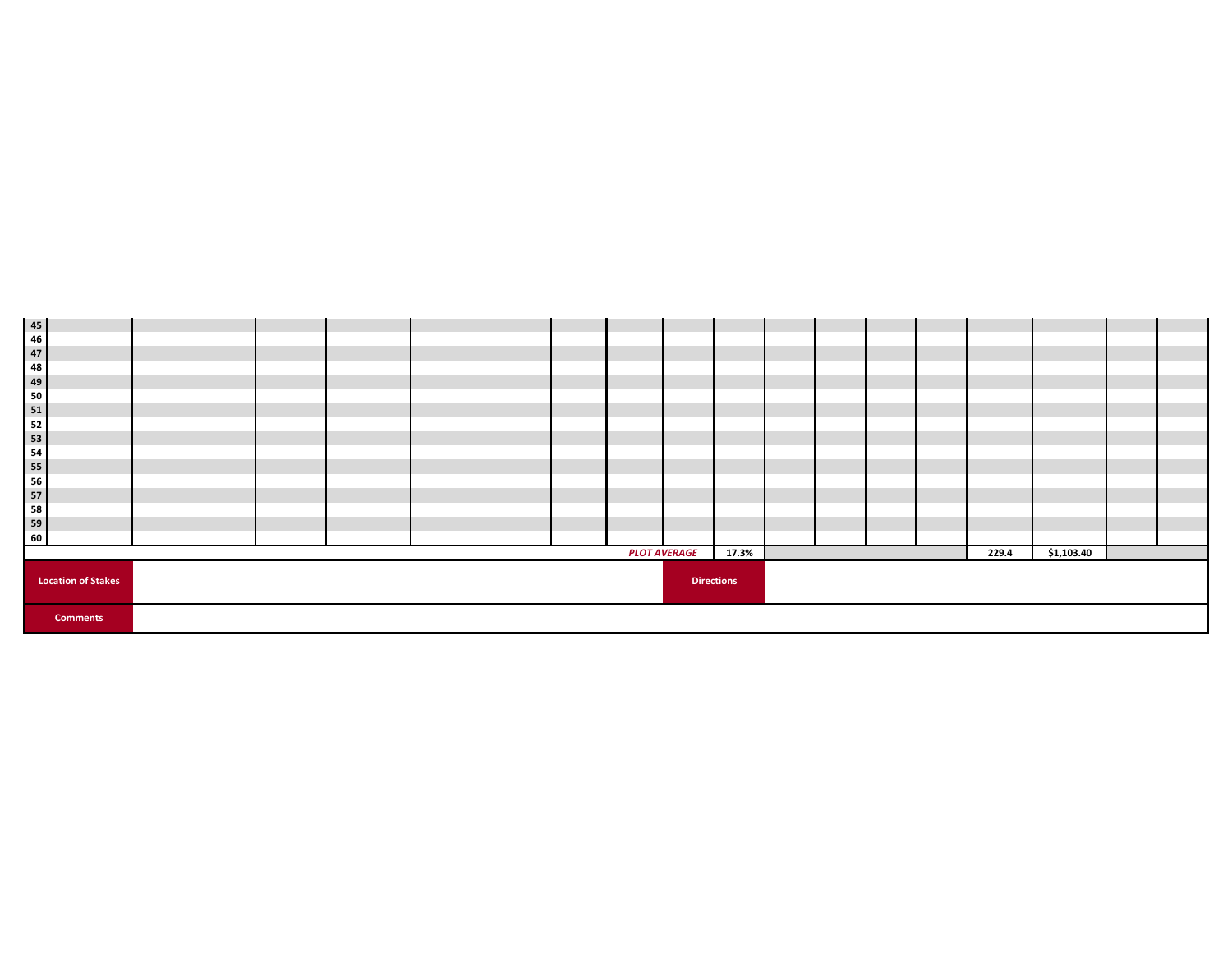| | | | | | | | | | | | | | | | | | |
|---|---|---|---|---|---|---|---|---|---|---|---|---|---|---|---|---|---|
| 45 | | | | | | | | | | | | | | | | | |
| 46 | | | | | | | | | | | | | | | | | |
| 47 | | | | | | | | | | | | | | | | | |
| 48 | | | | | | | | | | | | | | | | | |
| 49 | | | | | | | | | | | | | | | | | |
| 50 | | | | | | | | | | | | | | | | | |
| 51 | | | | | | | | | | | | | | | | | |
| 52 | | | | | | | | | | | | | | | | | |
| 53 | | | | | | | | | | | | | | | | | |
| 54 | | | | | | | | | | | | | | | | | |
| 55 | | | | | | | | | | | | | | | | | |
| 56 | | | | | | | | | | | | | | | | | |
| 57 | | | | | | | | | | | | | | | | | |
| 58 | | | | | | | | | | | | | | | | | |
| 59 | | | | | | | | | | | | | | | | | |
| 60 | | | | | | | | | | | | | | | | | |
| | | | | | | | | ***PLOT AVERAGE*** | **17.3%** | | | | | **229.4** | **$1,103.40** | | |

| | | | |
|---|---|---|---|
| **Location of Stakes** | | **Directions** | |
| **Comments** | | | |